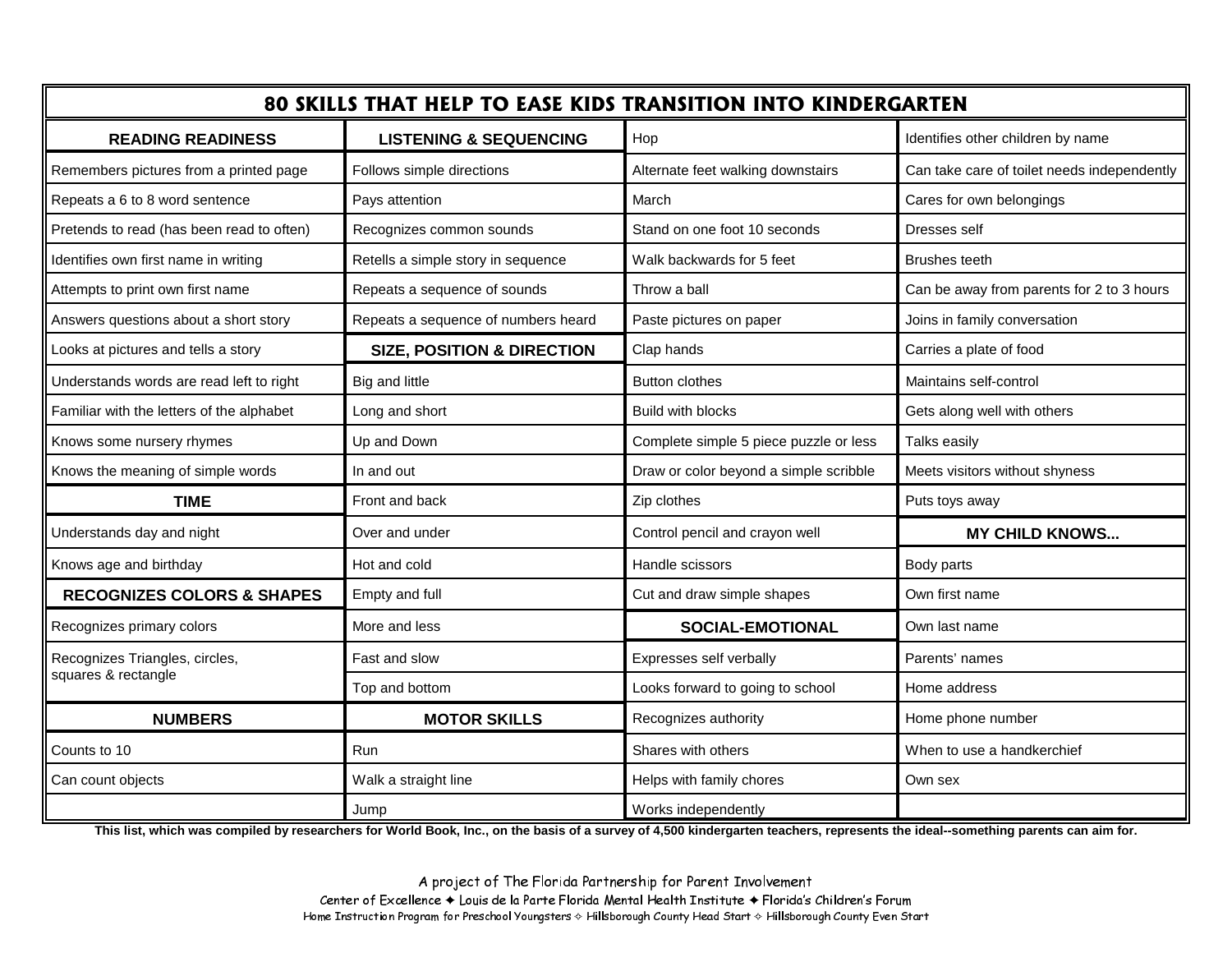# 80 SKILLS THAT HELP TO EASE KIDS TRANSITION INTO KINDERGARTEN

| | | | |
|---|---|---|---|
| **READING READINESS** | **LISTENING & SEQUENCING** | Hop | Identifies other children by name |
| Remembers pictures from a printed page | Follows simple directions | Alternate feet walking downstairs | Can take care of toilet needs independently |
| Repeats a 6 to 8 word sentence | Pays attention | March | Cares for own belongings |
| Pretends to read (has been read to often) | Recognizes common sounds | Stand on one foot 10 seconds | Dresses self |
| Identifies own first name in writing | Retells a simple story in sequence | Walk backwards for 5 feet | Brushes teeth |
| Attempts to print own first name | Repeats a sequence of sounds | Throw a ball | Can be away from parents for 2 to 3 hours |
| Answers questions about a short story | Repeats a sequence of numbers heard | Paste pictures on paper | Joins in family conversation |
| Looks at pictures and tells a story | **SIZE, POSITION & DIRECTION** | Clap hands | Carries a plate of food |
| Understands words are read left to right | Big and little | Button clothes | Maintains self-control |
| Familiar with the letters of the alphabet | Long and short | Build with blocks | Gets along well with others |
| Knows some nursery rhymes | Up and Down | Complete simple 5 piece puzzle or less | Talks easily |
| Knows the meaning of simple words | In and out | Draw or color beyond a simple scribble | Meets visitors without shyness |
| **TIME** | Front and back | Zip clothes | Puts toys away |
| Understands day and night | Over and under | Control pencil and crayon well | **MY CHILD KNOWS...** |
| Knows age and birthday | Hot and cold | Handle scissors | Body parts |
| **RECOGNIZES COLORS & SHAPES** | Empty and full | Cut and draw simple shapes | Own first name |
| Recognizes primary colors | More and less | **SOCIAL-EMOTIONAL** | Own last name |
| Recognizes Triangles, circles, squares & rectangle | Fast and slow | Expresses self verbally | Parents' names |
| | Top and bottom | Looks forward to going to school | Home address |
| **NUMBERS** | **MOTOR SKILLS** | Recognizes authority | Home phone number |
| Counts to 10 | Run | Shares with others | When to use a handkerchief |
| Can count objects | Walk a straight line | Helps with family chores | Own sex |
| | Jump | Works independently | |

**This list, which was compiled by researchers for World Book, Inc., on the basis of a survey of 4,500 kindergarten teachers, represents the ideal--something parents can aim for.**

A project of The Florida Partnership for Parent Involvement

Center of Excellence ✦ Louis de la Parte Florida Mental Health Institute ✦ Florida's Children's Forum

Home Instruction Program for Preschool Youngsters ✧ Hillsborough County Head Start ✧ Hillsborough County Even Start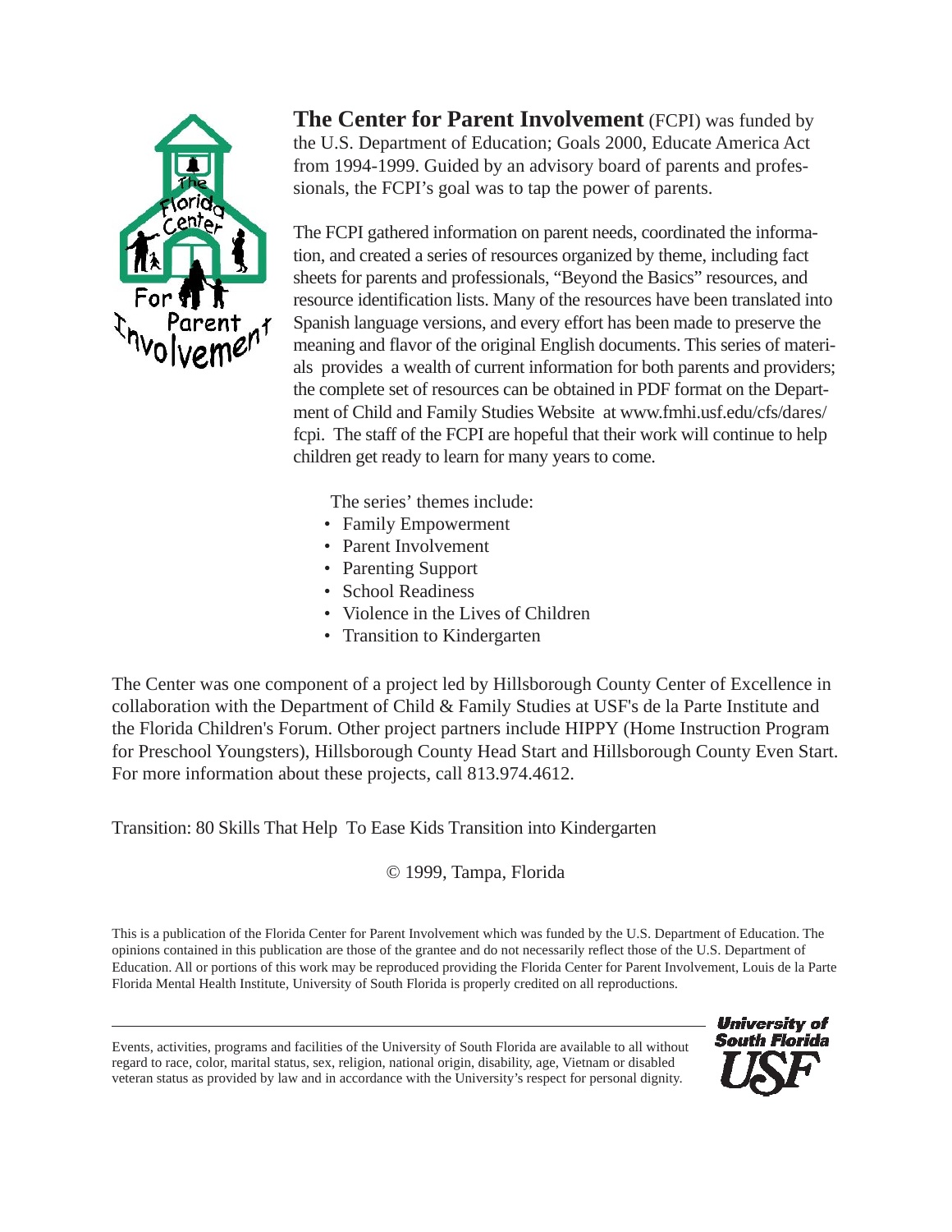**The Center for Parent Involvement** (FCPI) was funded by the U.S. Department of Education; Goals 2000, Educate America Act from 1994-1999. Guided by an advisory board of parents and professionals, the FCPI's goal was to tap the power of parents.

The FCPI gathered information on parent needs, coordinated the information, and created a series of resources organized by theme, including fact sheets for parents and professionals, "Beyond the Basics" resources, and resource identification lists. Many of the resources have been translated into Spanish language versions, and every effort has been made to preserve the meaning and flavor of the original English documents. This series of materials provides a wealth of current information for both parents and providers; the complete set of resources can be obtained in PDF format on the Department of Child and Family Studies Website at www.fmhi.usf.edu/cfs/dares/fcpi. The staff of the FCPI are hopeful that their work will continue to help children get ready to learn for many years to come.

The series' themes include:

- Family Empowerment
- Parent Involvement
- Parenting Support
- School Readiness
- Violence in the Lives of Children
- Transition to Kindergarten

The Center was one component of a project led by Hillsborough County Center of Excellence in collaboration with the Department of Child & Family Studies at USF's de la Parte Institute and the Florida Children's Forum. Other project partners include HIPPY (Home Instruction Program for Preschool Youngsters), Hillsborough County Head Start and Hillsborough County Even Start. For more information about these projects, call 813.974.4612.

Transition: 80 Skills That Help To Ease Kids Transition into Kindergarten

© 1999, Tampa, Florida

This is a publication of the Florida Center for Parent Involvement which was funded by the U.S. Department of Education. The opinions contained in this publication are those of the grantee and do not necessarily reflect those of the U.S. Department of Education. All or portions of this work may be reproduced providing the Florida Center for Parent Involvement, Louis de la Parte Florida Mental Health Institute, University of South Florida is properly credited on all reproductions.

---

Events, activities, programs and facilities of the University of South Florida are available to all without regard to race, color, marital status, sex, religion, national origin, disability, age, Vietnam or disabled veteran status as provided by law and in accordance with the University's respect for personal dignity.

University of South Florida
USF